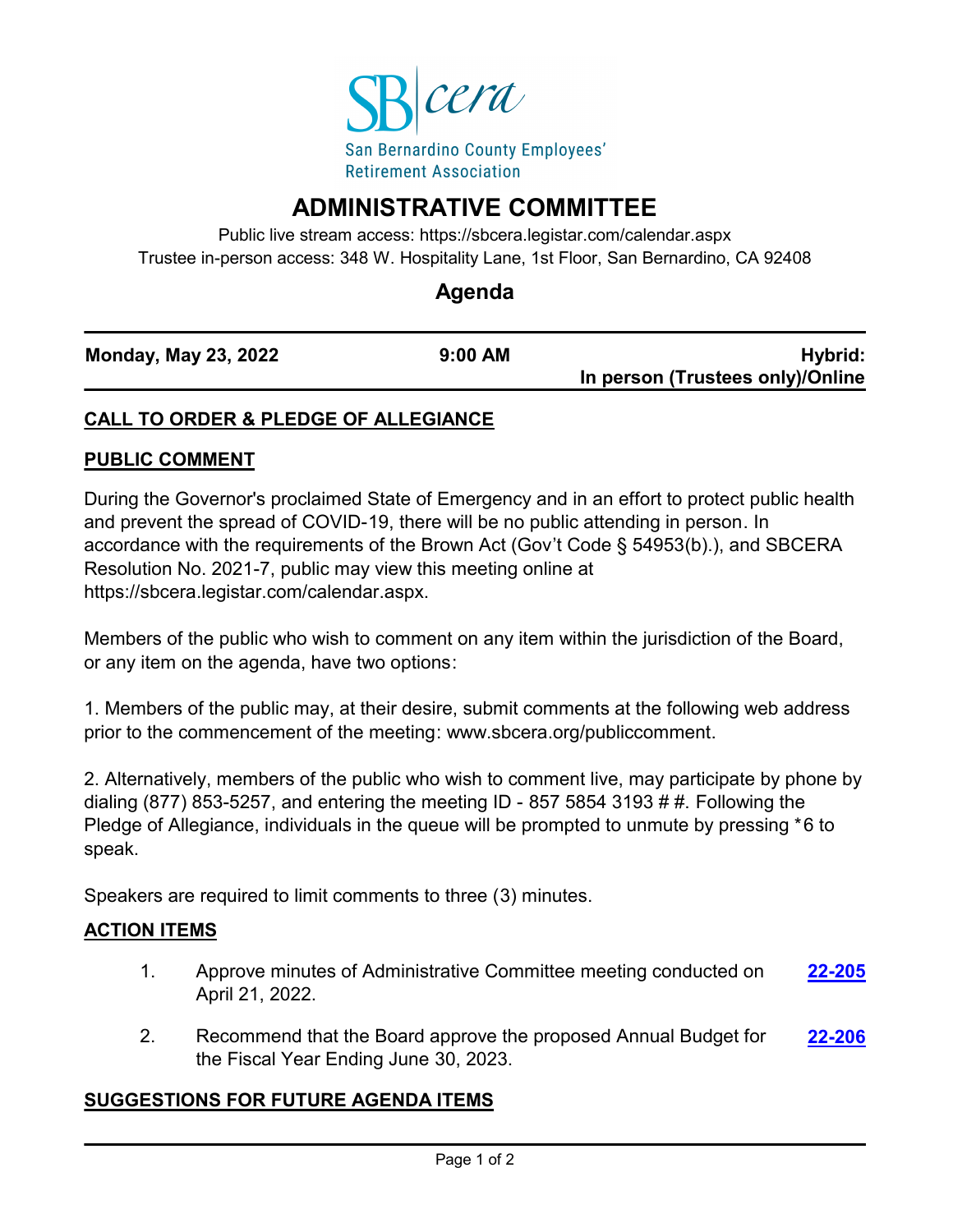SB cera

San Bernardino County Employees' Retirement Association

# ADMINISTRATIVE COMMITTEE

Public live stream access: https://sbcera.legistar.com/calendar.aspx

Trustee in-person access: 348 W. Hospitality Lane, 1st Floor, San Bernardino, CA 92408

## Agenda

| Monday, May 23, 2022 | 9:00 AM | Hybrid: In person (Trustees only)/Online |
|---|---|---|

## CALL TO ORDER & PLEDGE OF ALLEGIANCE

## PUBLIC COMMENT

During the Governor's proclaimed State of Emergency and in an effort to protect public health and prevent the spread of COVID-19, there will be no public attending in person. In accordance with the requirements of the Brown Act (Gov't Code § 54953(b).), and SBCERA Resolution No. 2021-7, public may view this meeting online at https://sbcera.legistar.com/calendar.aspx.

Members of the public who wish to comment on any item within the jurisdiction of the Board, or any item on the agenda, have two options:

1. Members of the public may, at their desire, submit comments at the following web address prior to the commencement of the meeting: www.sbcera.org/publiccomment.

2. Alternatively, members of the public who wish to comment live, may participate by phone by dialing (877) 853-5257, and entering the meeting ID - 857 5854 3193 # #. Following the Pledge of Allegiance, individuals in the queue will be prompted to unmute by pressing *6 to speak.

Speakers are required to limit comments to three (3) minutes.

## ACTION ITEMS

1. Approve minutes of Administrative Committee meeting conducted on April 21, 2022. **22-205**

2. Recommend that the Board approve the proposed Annual Budget for the Fiscal Year Ending June 30, 2023. **22-206**

## SUGGESTIONS FOR FUTURE AGENDA ITEMS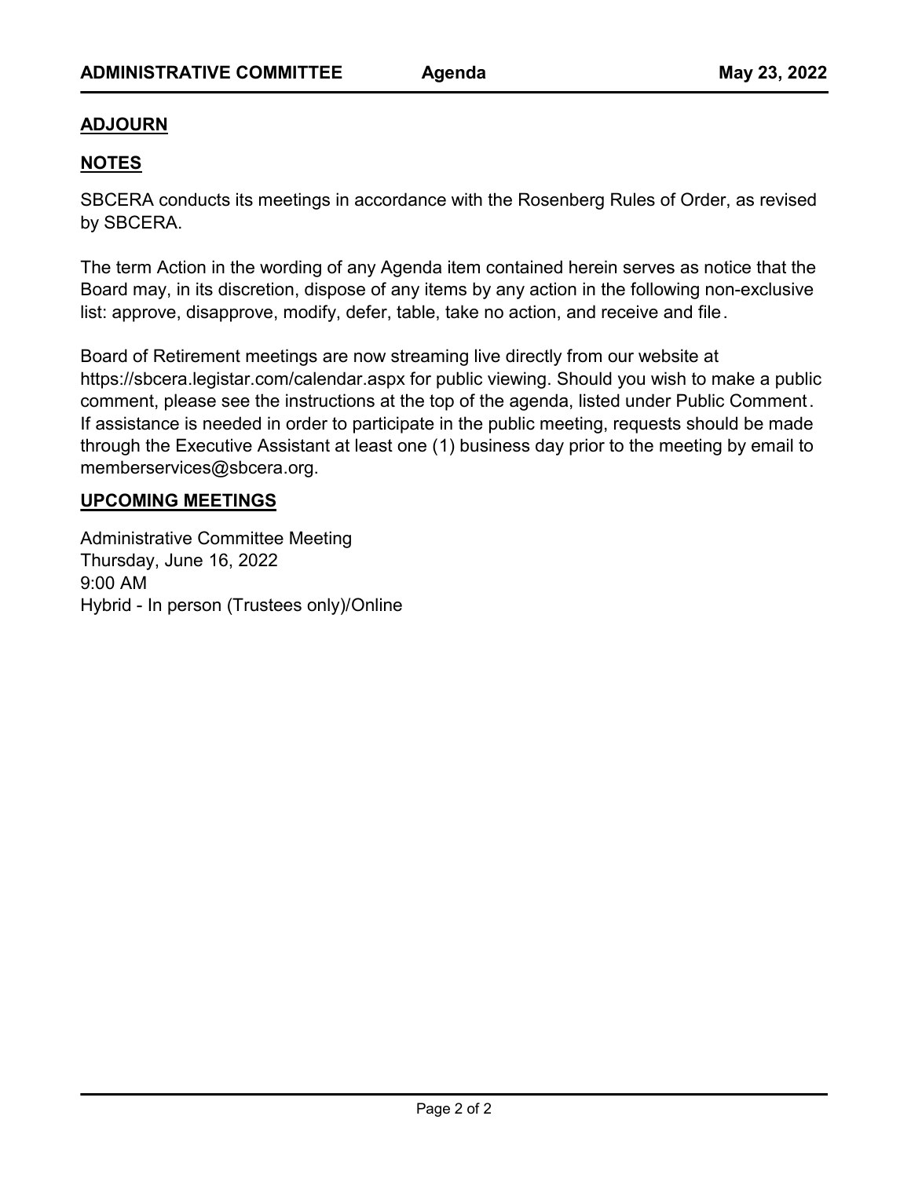## ADJOURN

## NOTES

SBCERA conducts its meetings in accordance with the Rosenberg Rules of Order, as revised by SBCERA.

The term Action in the wording of any Agenda item contained herein serves as notice that the Board may, in its discretion, dispose of any items by any action in the following non-exclusive list: approve, disapprove, modify, defer, table, take no action, and receive and file.

Board of Retirement meetings are now streaming live directly from our website at https://sbcera.legistar.com/calendar.aspx for public viewing. Should you wish to make a public comment, please see the instructions at the top of the agenda, listed under Public Comment. If assistance is needed in order to participate in the public meeting, requests should be made through the Executive Assistant at least one (1) business day prior to the meeting by email to memberservices@sbcera.org.

## UPCOMING MEETINGS

Administrative Committee Meeting
Thursday, June 16, 2022
9:00 AM
Hybrid - In person (Trustees only)/Online